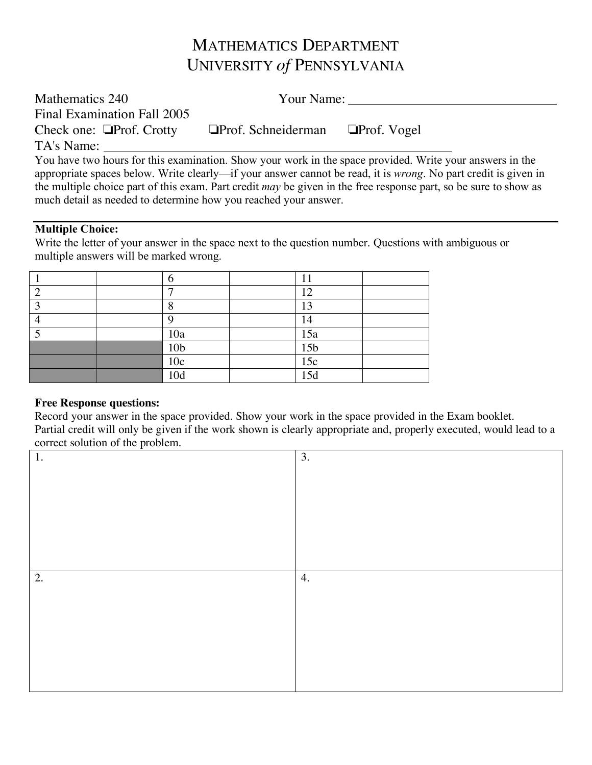# MATHEMATICS DEPARTMENT
# UNIVERSITY *of* PENNSYLVANIA

Mathematics 240 Your Name: ______________________________

Final Examination Fall 2005

Check one: ❑Prof. Crotty ❑Prof. Schneiderman ❑Prof. Vogel

TA's Name: ______________________________________________

You have two hours for this examination. Show your work in the space provided. Write your answers in the appropriate spaces below. Write clearly—if your answer cannot be read, it is *wrong*. No part credit is given in the multiple choice part of this exam. Part credit *may* be given in the free response part, so be sure to show as much detail as needed to determine how you reached your answer.

---

**Multiple Choice:**

Write the letter of your answer in the space next to the question number. Questions with ambiguous or multiple answers will be marked wrong.

| | | | | | |
|---|---|---|---|---|---|
| 1 | | 6 | | 11 | |
| 2 | | 7 | | 12 | |
| 3 | | 8 | | 13 | |
| 4 | | 9 | | 14 | |
| 5 | | 10a | | 15a | |
| | | 10b | | 15b | |
| | | 10c | | 15c | |
| | | 10d | | 15d | |

**Free Response questions:**

Record your answer in the space provided. Show your work in the space provided in the Exam booklet. Partial credit will only be given if the work shown is clearly appropriate and, properly executed, would lead to a correct solution of the problem.

| | |
|---|---|
| 1. | 3. |
| 2. | 4. |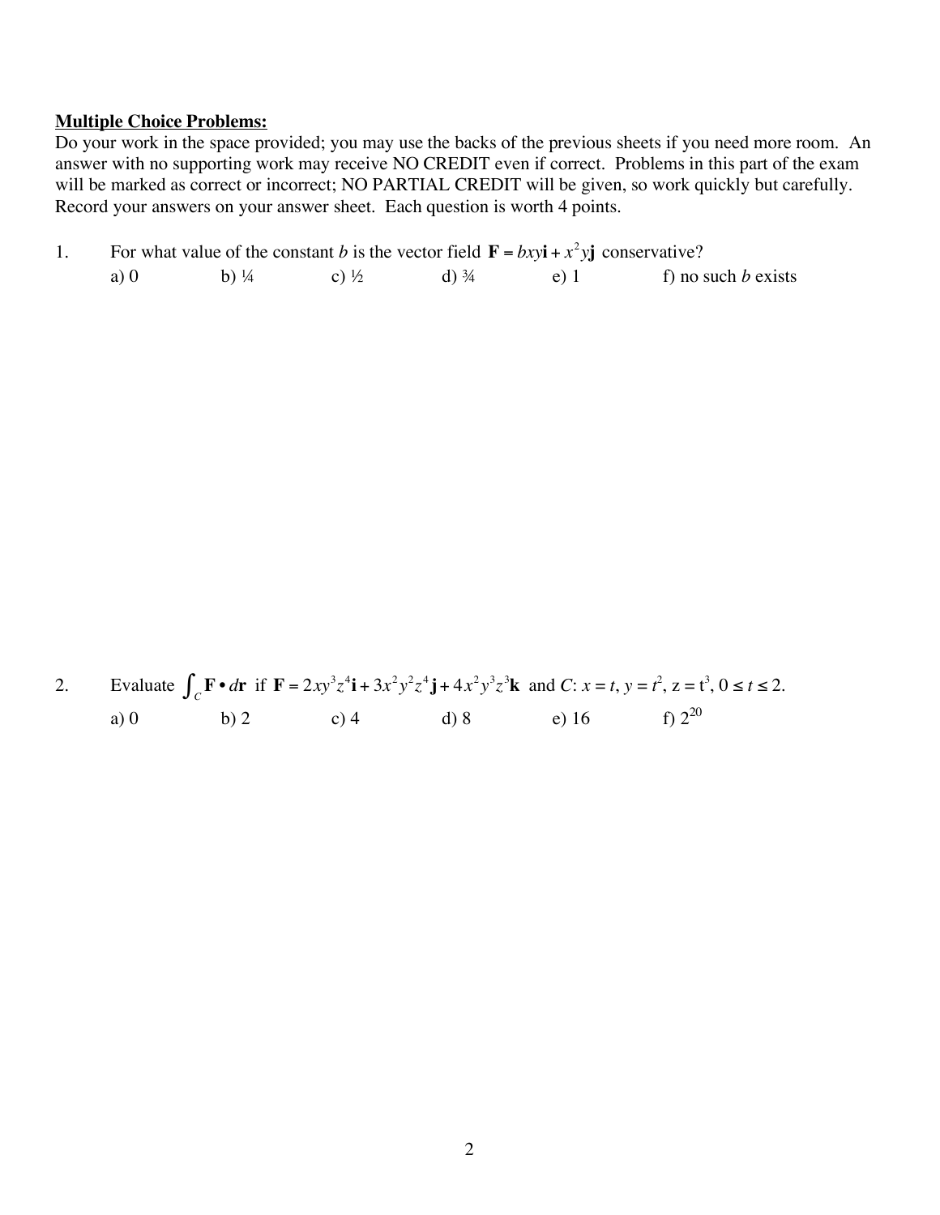**Multiple Choice Problems:**
Do your work in the space provided; you may use the backs of the previous sheets if you need more room. An answer with no supporting work may receive NO CREDIT even if correct. Problems in this part of the exam will be marked as correct or incorrect; NO PARTIAL CREDIT will be given, so work quickly but carefully. Record your answers on your answer sheet. Each question is worth 4 points.

1. For what value of the constant $b$ is the vector field $\mathbf{F} = bxy\mathbf{i} + x^2y\mathbf{j}$ conservative?

   a) 0 b) ¼ c) ½ d) ¾ e) 1 f) no such $b$ exists

2. Evaluate $\int_C \mathbf{F} \bullet d\mathbf{r}$ if $\mathbf{F} = 2xy^3z^4\mathbf{i} + 3x^2y^2z^4\mathbf{j} + 4x^2y^3z^3\mathbf{k}$ and $C$: $x = t$, $y = t^2$, $z = t^3$, $0 \le t \le 2$.

   a) 0 b) 2 c) 4 d) 8 e) 16 f) $2^{20}$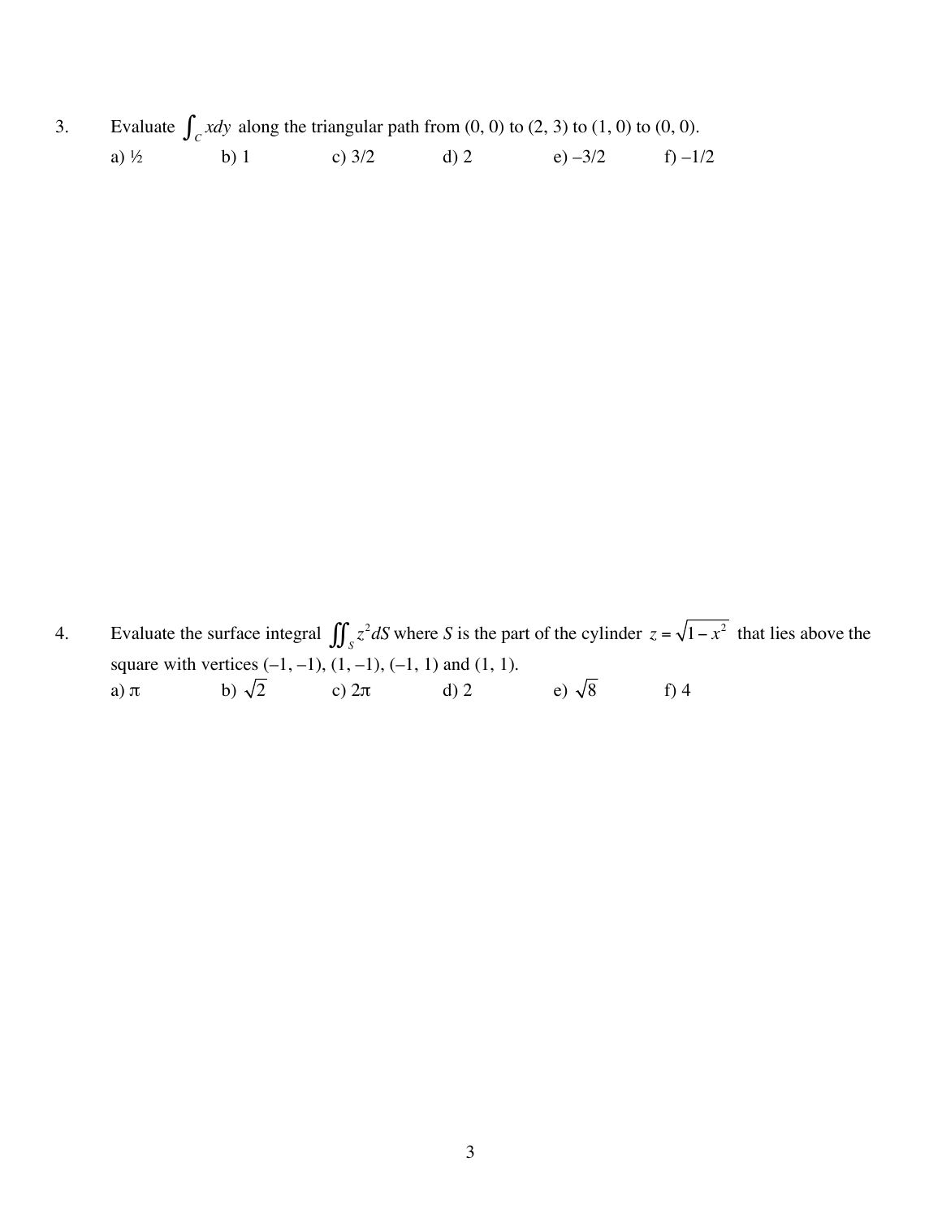3. Evaluate $\int_C xdy$ along the triangular path from (0, 0) to (2, 3) to (1, 0) to (0, 0).

   a) ½ b) 1 c) 3/2 d) 2 e) –3/2 f) –1/2

4. Evaluate the surface integral $\iint_S z^2 dS$ where $S$ is the part of the cylinder $z = \sqrt{1-x^2}$ that lies above the square with vertices (–1, –1), (1, –1), (–1, 1) and (1, 1).

   a) $\pi$ b) $\sqrt{2}$ c) $2\pi$ d) 2 e) $\sqrt{8}$ f) 4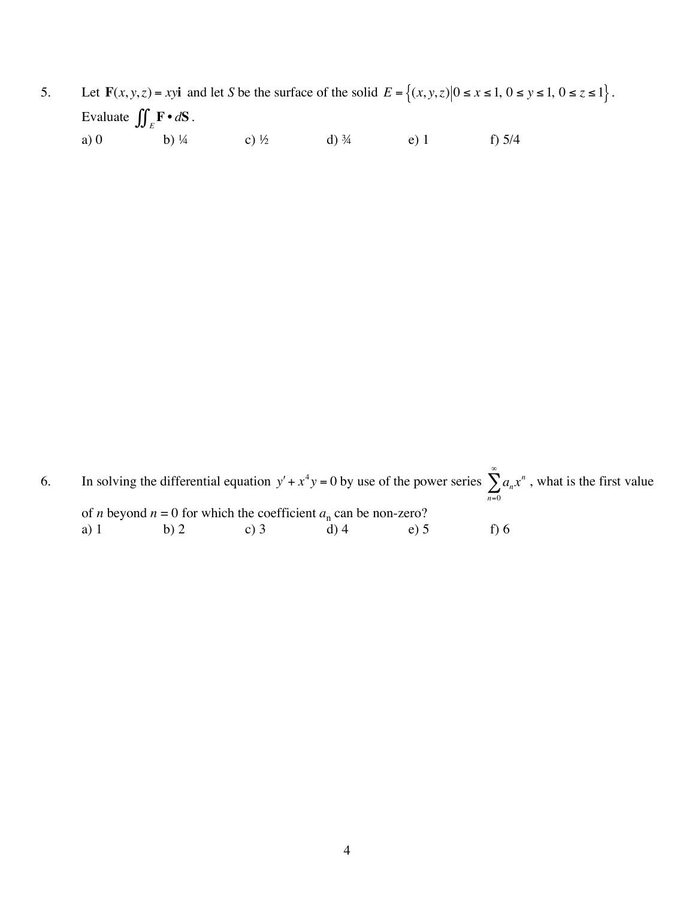5. Let $\mathbf{F}(x, y, z) = xy\mathbf{i}$ and let $S$ be the surface of the solid $E = \{(x, y, z) | 0 \le x \le 1,\ 0 \le y \le 1,\ 0 \le z \le 1\}$. Evaluate $\iint_E \mathbf{F} \bullet d\mathbf{S}$.

   a) 0 b) ¼ c) ½ d) ¾ e) 1 f) 5/4

6. In solving the differential equation $y' + x^4 y = 0$ by use of the power series $\sum_{n=0}^{\infty} a_n x^n$, what is the first value of $n$ beyond $n = 0$ for which the coefficient $a_n$ can be non-zero?

   a) 1 b) 2 c) 3 d) 4 e) 5 f) 6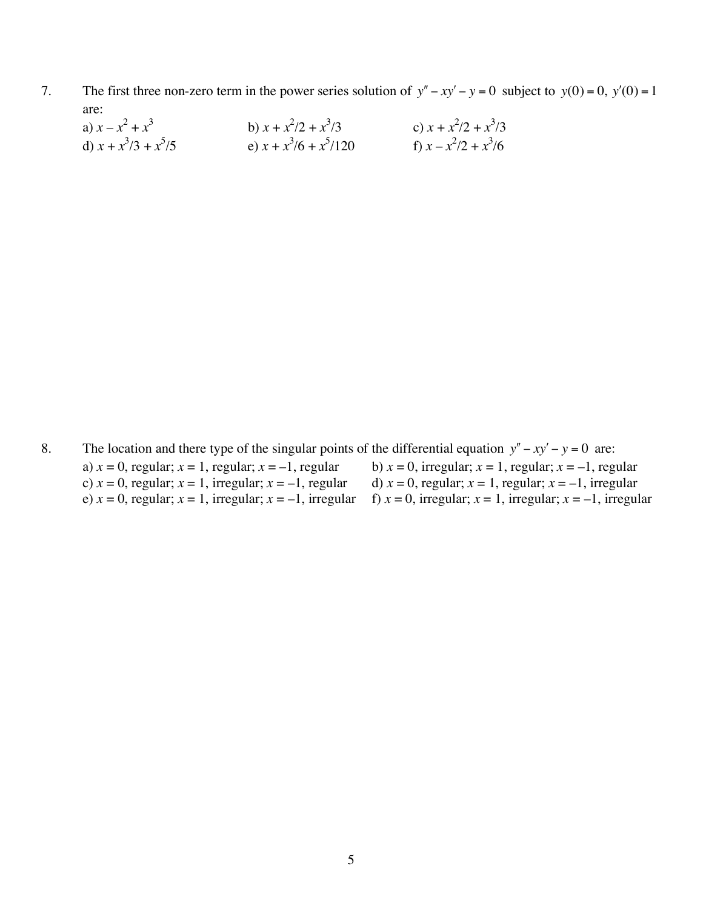7. The first three non-zero term in the power series solution of $y'' - xy' - y = 0$ subject to $y(0) = 0,\ y'(0) = 1$ are:

a) $x - x^2 + x^3$　　b) $x + x^2/2 + x^3/3$　　c) $x + x^2/2 + x^3/3$
d) $x + x^3/3 + x^5/5$　　e) $x + x^3/6 + x^5/120$　　f) $x - x^2/2 + x^3/6$

8. The location and there type of the singular points of the differential equation $y'' - xy' - y = 0$ are:

a) $x = 0$, regular; $x = 1$, regular; $x = -1$, regular
b) $x = 0$, irregular; $x = 1$, regular; $x = -1$, regular
c) $x = 0$, regular; $x = 1$, irregular; $x = -1$, regular
d) $x = 0$, regular; $x = 1$, regular; $x = -1$, irregular
e) $x = 0$, regular; $x = 1$, irregular; $x = -1$, irregular
f) $x = 0$, irregular; $x = 1$, irregular; $x = -1$, irregular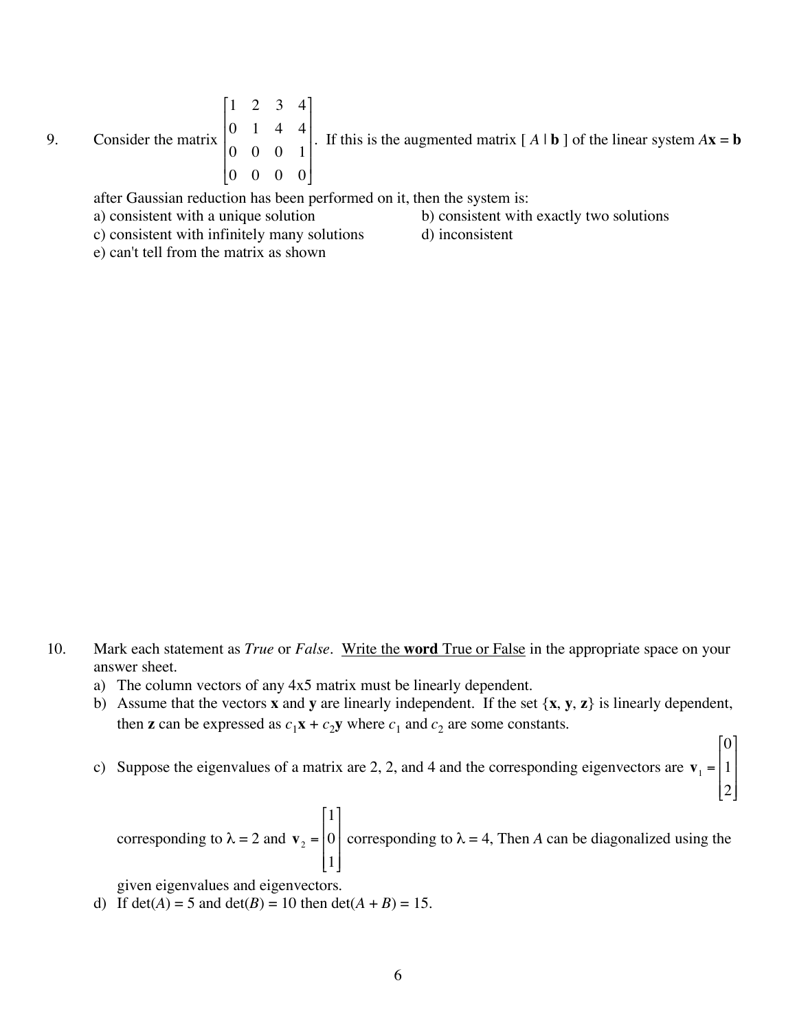9. Consider the matrix $\begin{bmatrix} 1 & 2 & 3 & 4 \\ 0 & 1 & 4 & 4 \\ 0 & 0 & 0 & 1 \\ 0 & 0 & 0 & 0 \end{bmatrix}$. If this is the augmented matrix [ $A$ | $\mathbf{b}$ ] of the linear system $A\mathbf{x} = \mathbf{b}$ after Gaussian reduction has been performed on it, then the system is:

   a) consistent with a unique solution
   b) consistent with exactly two solutions
   c) consistent with infinitely many solutions
   d) inconsistent
   e) can't tell from the matrix as shown

10. Mark each statement as *True* or *False*. <u>Write the **word** True or False</u> in the appropriate space on your answer sheet.

    a) The column vectors of any 4x5 matrix must be linearly dependent.
    b) Assume that the vectors **x** and **y** are linearly independent. If the set {**x**, **y**, **z**} is linearly dependent, then **z** can be expressed as $c_1\mathbf{x} + c_2\mathbf{y}$ where $c_1$ and $c_2$ are some constants.
    c) Suppose the eigenvalues of a matrix are 2, 2, and 4 and the corresponding eigenvectors are $\mathbf{v}_1 = \begin{bmatrix} 0 \\ 1 \\ 2 \end{bmatrix}$ corresponding to $\lambda = 2$ and $\mathbf{v}_2 = \begin{bmatrix} 1 \\ 0 \\ 1 \end{bmatrix}$ corresponding to $\lambda = 4$, Then $A$ can be diagonalized using the given eigenvalues and eigenvectors.
    d) If $\det(A) = 5$ and $\det(B) = 10$ then $\det(A + B) = 15$.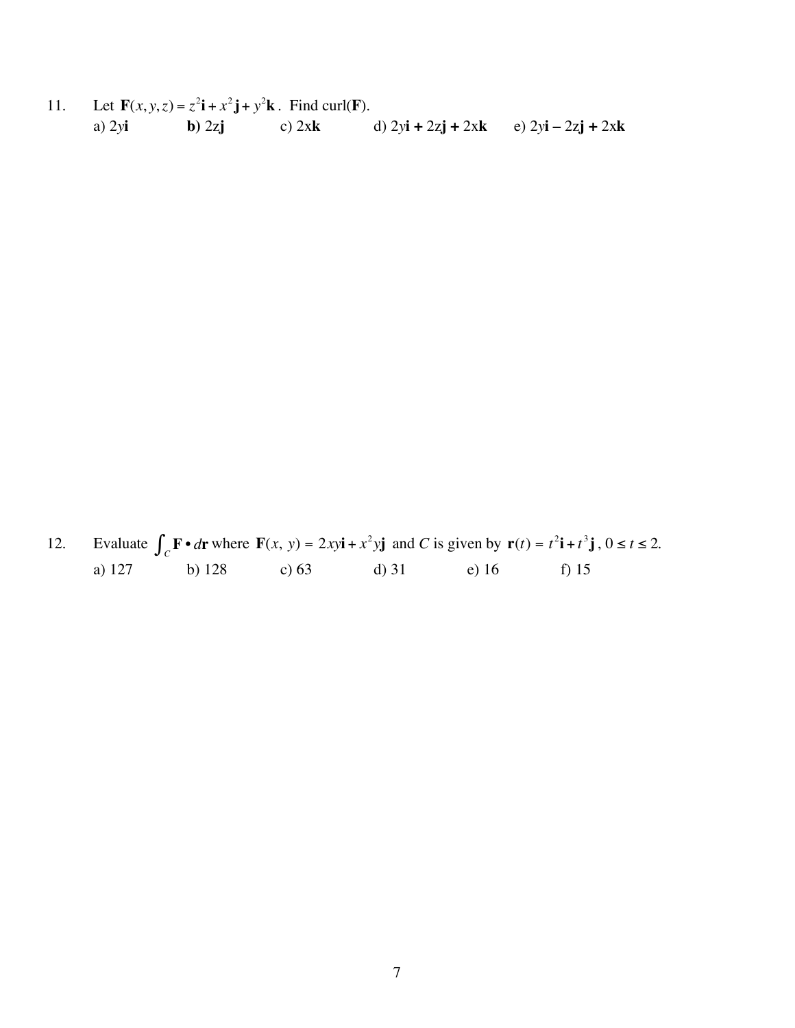11. Let $\mathbf{F}(x, y, z) = z^2\mathbf{i} + x^2\mathbf{j} + y^2\mathbf{k}$. Find curl(**F**).

a) $2y\mathbf{i}$  **b)** $2z\mathbf{j}$  c) $2x\mathbf{k}$  d) $2y\mathbf{i} + 2z\mathbf{j} + 2x\mathbf{k}$  e) $2y\mathbf{i} - 2z\mathbf{j} + 2x\mathbf{k}$

12. Evaluate $\int_C \mathbf{F} \bullet d\mathbf{r}$ where $\mathbf{F}(x, y) = 2xy\mathbf{i} + x^2y\mathbf{j}$ and $C$ is given by $\mathbf{r}(t) = t^2\mathbf{i} + t^3\mathbf{j}$, $0 \le t \le 2$.

a) 127  b) 128  c) 63  d) 31  e) 16  f) 15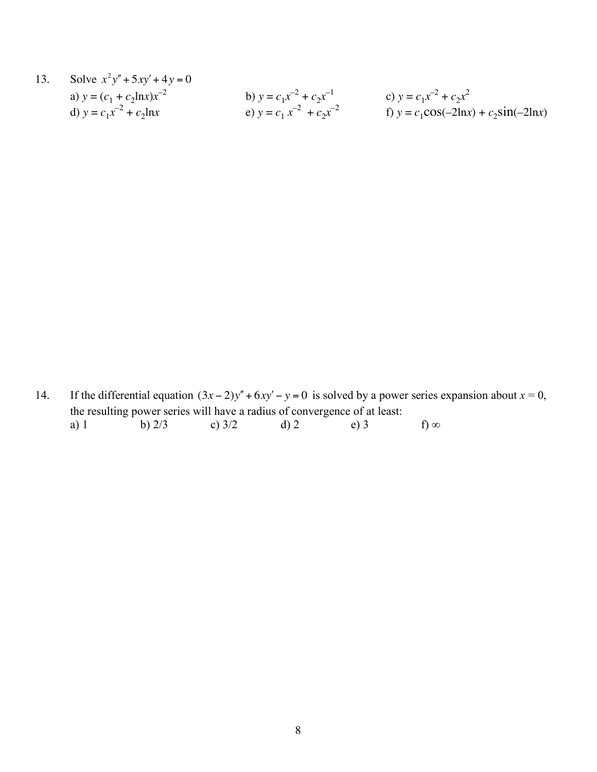13. Solve $x^2y'' + 5xy' + 4y = 0$

a) $y = (c_1 + c_2\ln x)x^{-2}$  
b) $y = c_1x^{-2} + c_2x^{-1}$  
c) $y = c_1x^{-2} + c_2x^2$  
d) $y = c_1x^{-2} + c_2\ln x$  
e) $y = c_1\,x^{-2} + c_2x^{-2}$  
f) $y = c_1\cos(-2\ln x) + c_2\sin(-2\ln x)$

14. If the differential equation $(3x - 2)y'' + 6xy' - y = 0$ is solved by a power series expansion about $x = 0$, the resulting power series will have a radius of convergence of at least:

a) 1  
b) 2/3  
c) 3/2  
d) 2  
e) 3  
f) $\infty$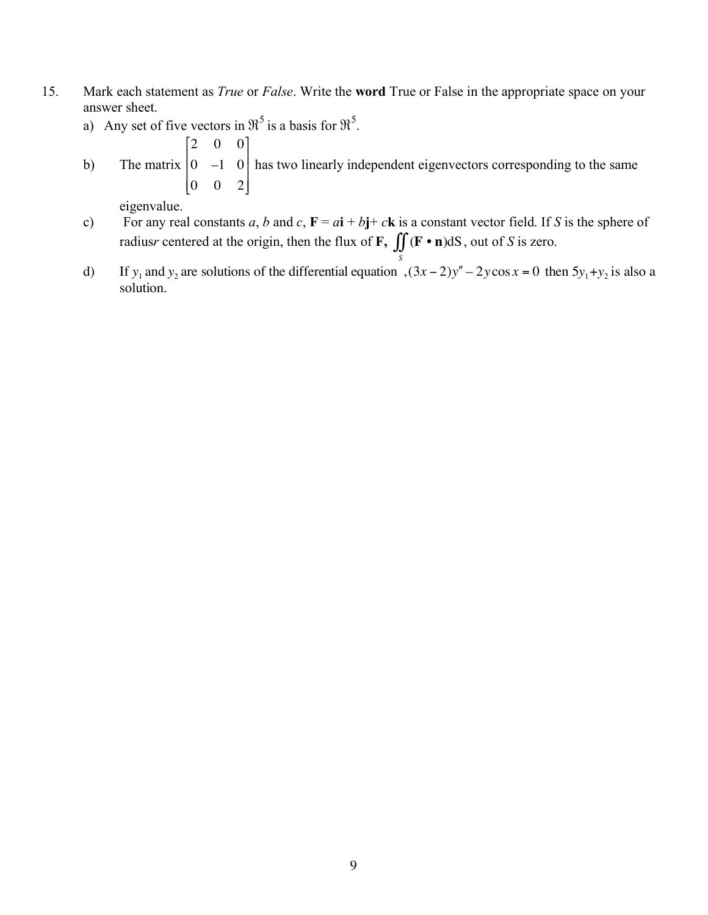15. Mark each statement as *True* or *False*. Write the **word** True or False in the appropriate space on your answer sheet.

a) Any set of five vectors in $\Re^5$ is a basis for $\Re^5$.

b) The matrix $\begin{bmatrix} 2 & 0 & 0 \\ 0 & -1 & 0 \\ 0 & 0 & 2 \end{bmatrix}$ has two linearly independent eigenvectors corresponding to the same eigenvalue.

c) For any real constants $a$, $b$ and $c$, $\mathbf{F} = a\mathbf{i} + b\mathbf{j} + c\mathbf{k}$ is a constant vector field. If $S$ is the sphere of radius $r$ centered at the origin, then the flux of $\mathbf{F}$, $\iint_S (\mathbf{F} \bullet \mathbf{n})dS$, out of $S$ is zero.

d) If $y_1$ and $y_2$ are solutions of the differential equation $,(3x-2)y'' - 2y\cos x = 0$ then $5y_1+y_2$ is also a solution.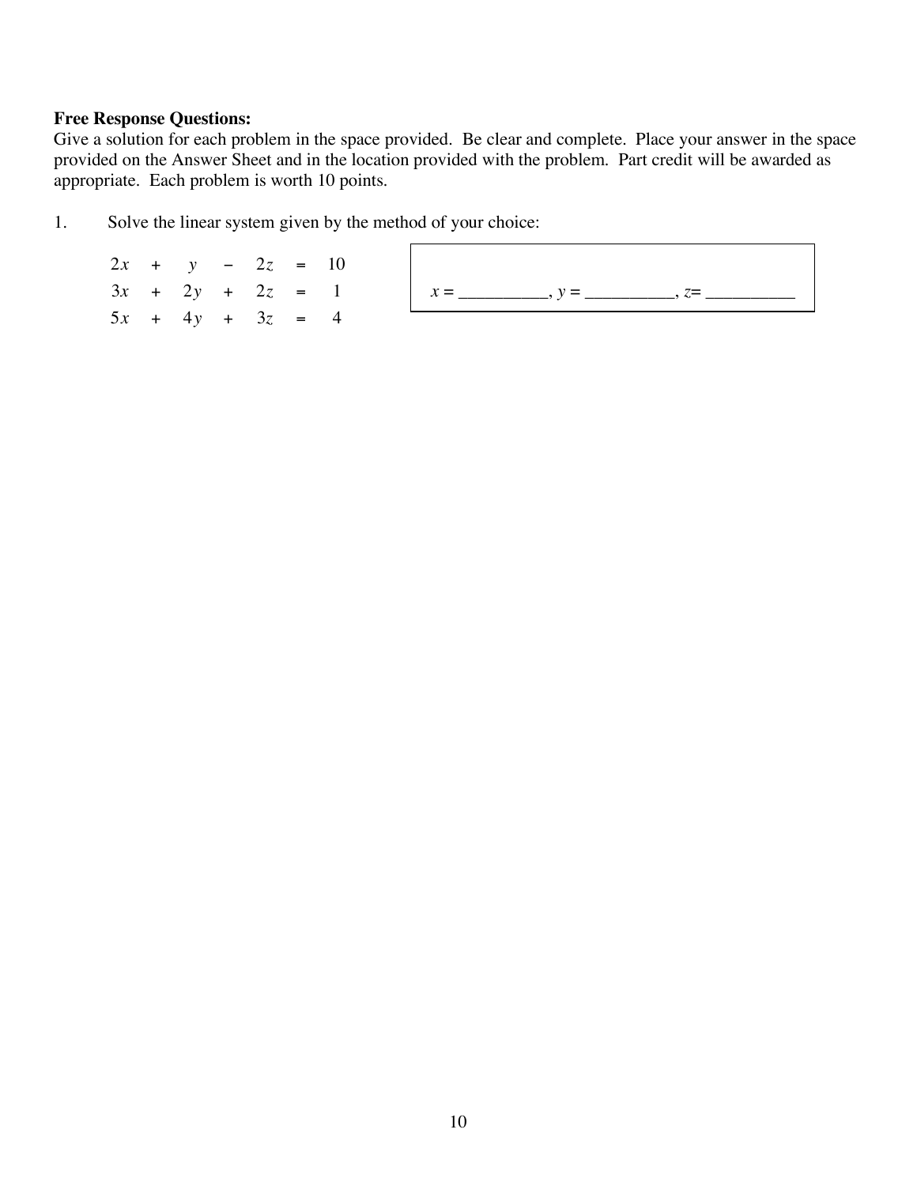**Free Response Questions:**

Give a solution for each problem in the space provided. Be clear and complete. Place your answer in the space provided on the Answer Sheet and in the location provided with the problem. Part credit will be awarded as appropriate. Each problem is worth 10 points.

1. Solve the linear system given by the method of your choice:

$$\begin{aligned} 2x + y - 2z &= 10 \\ 3x + 2y + 2z &= 1 \\ 5x + 4y + 3z &= 4 \end{aligned}$$

$x =$ __________, $y =$ __________, $z =$ __________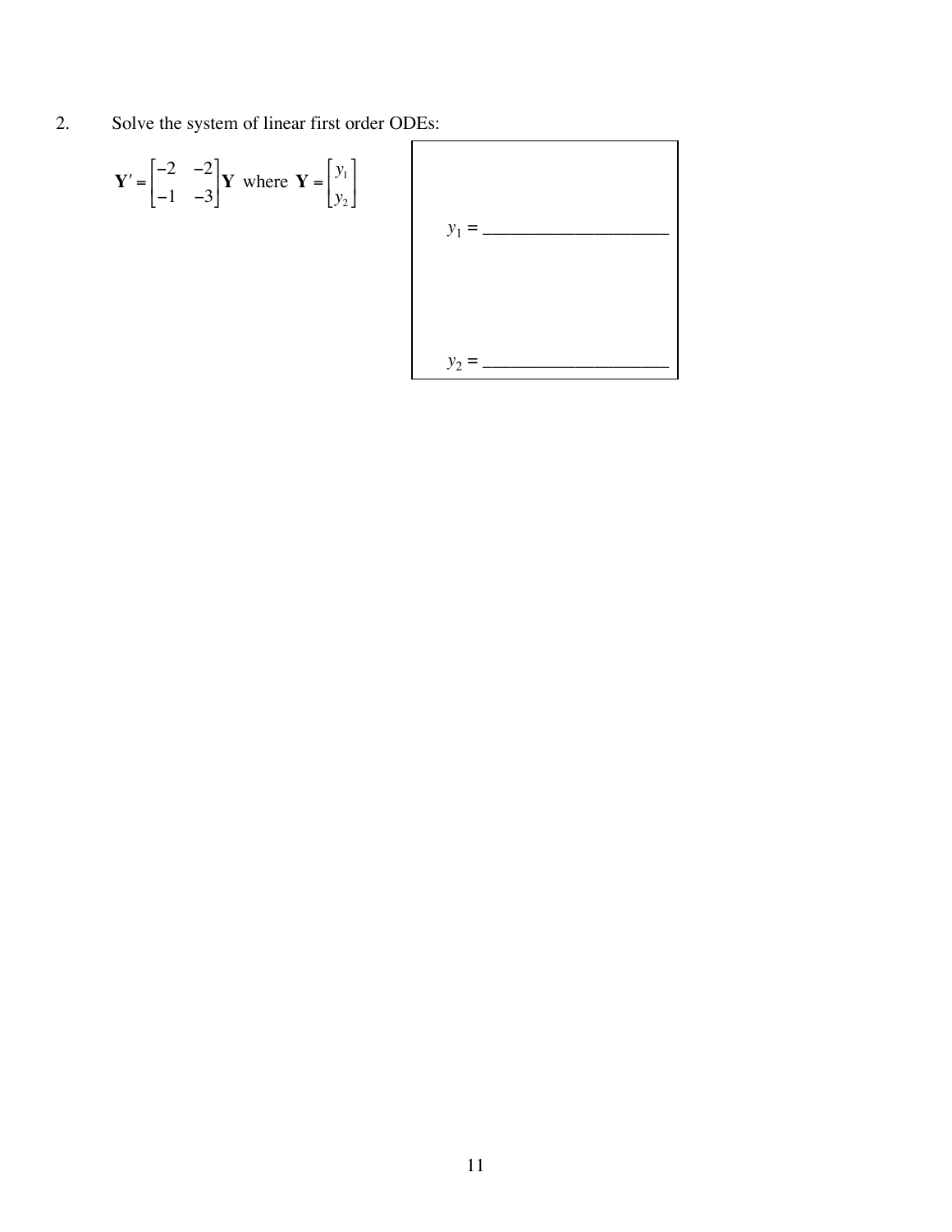2. Solve the system of linear first order ODEs:

$$\mathbf{Y}' = \begin{bmatrix} -2 & -2 \\ -1 & -3 \end{bmatrix} \mathbf{Y} \text{ where } \mathbf{Y} = \begin{bmatrix} y_1 \\ y_2 \end{bmatrix}$$

$y_1 =$ ____________________

$y_2 =$ ____________________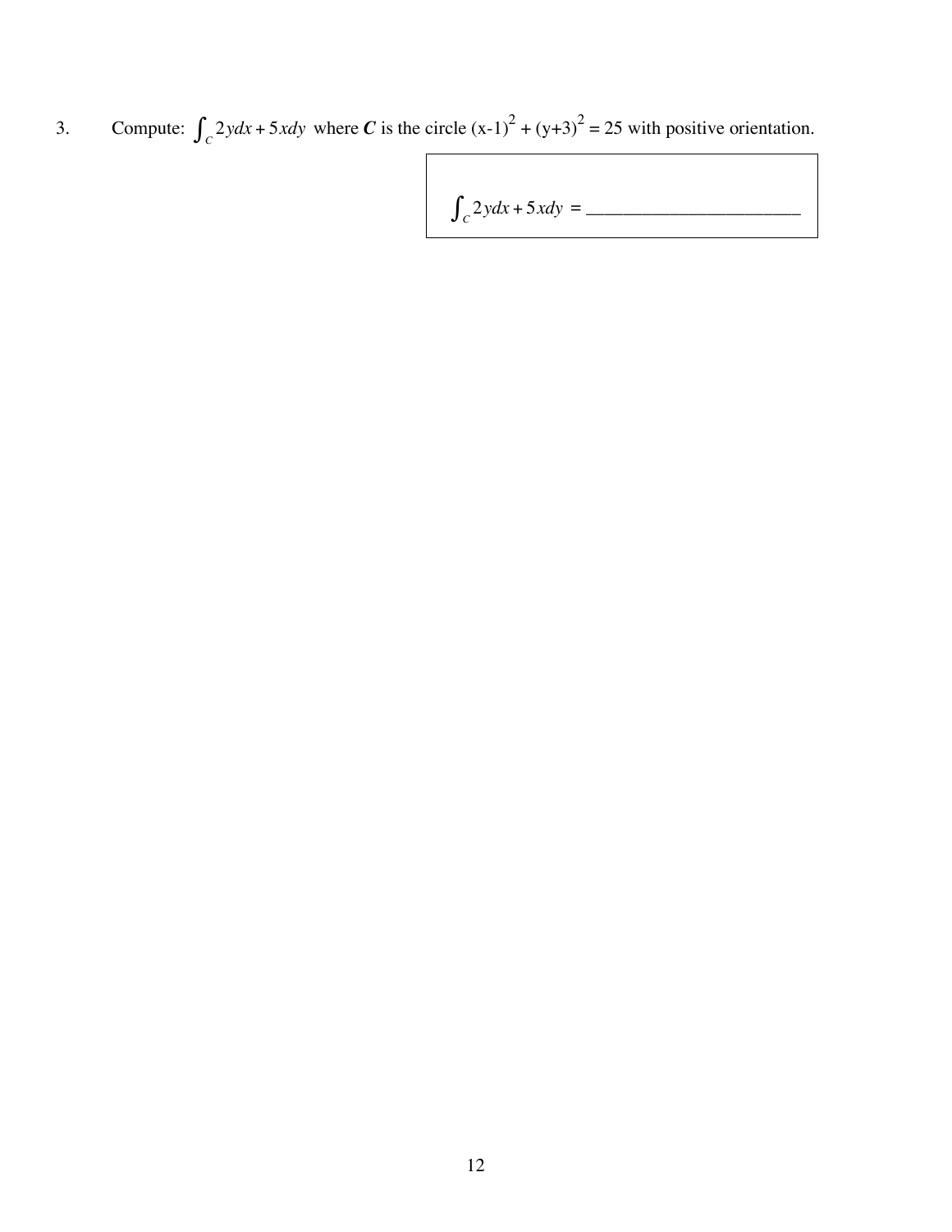3. Compute: $\int_C 2y\,dx + 5x\,dy$ where ***C*** is the circle $(x-1)^2 + (y+3)^2 = 25$ with positive orientation.

$\int_C 2y\,dx + 5x\,dy$ = ______________________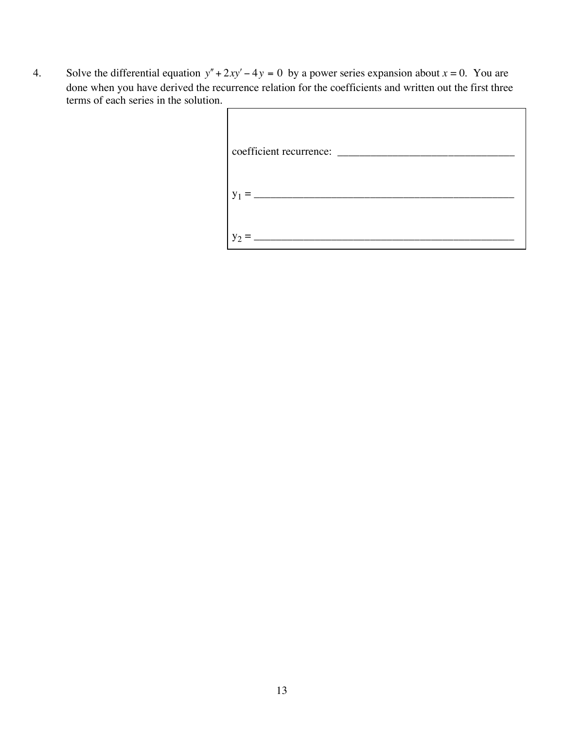4. Solve the differential equation $y'' + 2xy' - 4y = 0$ by a power series expansion about $x = 0$. You are done when you have derived the recurrence relation for the coefficients and written out the first three terms of each series in the solution.

coefficient recurrence: ________________________________

$y_1$ = ________________________________________________

$y_2$ = ________________________________________________